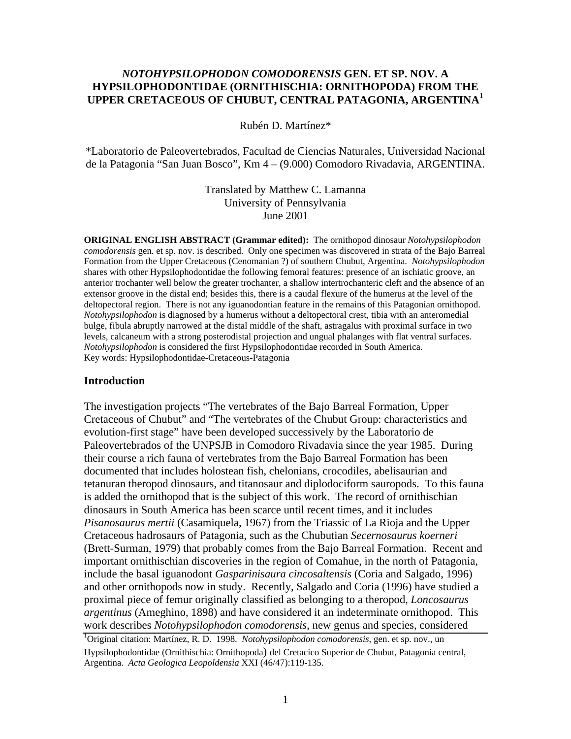# *NOTOHYPSILOPHODON COMODORENSIS* GEN. ET SP. NOV. A HYPSILOPHODONTIDAE (ORNITHISCHIA: ORNITHOPODA) FROM THE UPPER CRETACEOUS OF CHUBUT, CENTRAL PATAGONIA, ARGENTINA[1]

Rubén D. Martínez*

*Laboratorio de Paleovertebrados, Facultad de Ciencias Naturales, Universidad Nacional de la Patagonia "San Juan Bosco", Km 4 – (9.000) Comodoro Rivadavia, ARGENTINA.

Translated by Matthew C. Lamanna
University of Pennsylvania
June 2001

**ORIGINAL ENGLISH ABSTRACT (Grammar edited):** The ornithopod dinosaur *Notohypsilophodon comodorensis* gen. et sp. nov. is described. Only one specimen was discovered in strata of the Bajo Barreal Formation from the Upper Cretaceous (Cenomanian ?) of southern Chubut, Argentina. *Notohypsilophodon* shares with other Hypsilophodontidae the following femoral features: presence of an ischiatic groove, an anterior trochanter well below the greater trochanter, a shallow intertrochanteric cleft and the absence of an extensor groove in the distal end; besides this, there is a caudal flexure of the humerus at the level of the deltopectoral region. There is not any iguanodontian feature in the remains of this Patagonian ornithopod. *Notohypsilophodon* is diagnosed by a humerus without a deltopectoral crest, tibia with an anteromedial bulge, fibula abruptly narrowed at the distal middle of the shaft, astragalus with proximal surface in two levels, calcaneum with a strong posterodistal projection and ungual phalanges with flat ventral surfaces. *Notohypsilophodon* is considered the first Hypsilophodontidae recorded in South America.
Key words: Hypsilophodontidae-Cretaceous-Patagonia

## Introduction

The investigation projects "The vertebrates of the Bajo Barreal Formation, Upper Cretaceous of Chubut" and "The vertebrates of the Chubut Group: characteristics and evolution-first stage" have been developed successively by the Laboratorio de Paleovertebrados of the UNPSJB in Comodoro Rivadavia since the year 1985. During their course a rich fauna of vertebrates from the Bajo Barreal Formation has been documented that includes holostean fish, chelonians, crocodiles, abelisaurian and tetanuran theropod dinosaurs, and titanosaur and diplodociform sauropods. To this fauna is added the ornithopod that is the subject of this work. The record of ornithischian dinosaurs in South America has been scarce until recent times, and it includes *Pisanosaurus mertii* (Casamiquela, 1967) from the Triassic of La Rioja and the Upper Cretaceous hadrosaurs of Patagonia, such as the Chubutian *Secernosaurus koerneri* (Brett-Surman, 1979) that probably comes from the Bajo Barreal Formation. Recent and important ornithischian discoveries in the region of Comahue, in the north of Patagonia, include the basal iguanodont *Gasparinisaura cincosaltensis* (Coria and Salgado, 1996) and other ornithopods now in study. Recently, Salgado and Coria (1996) have studied a proximal piece of femur originally classified as belonging to a theropod, *Loncosaurus argentinus* (Ameghino, 1898) and have considered it an indeterminate ornithopod. This work describes *Notohypsilophodon comodorensis*, new genus and species, considered

[1]Original citation: Martínez, R. D. 1998. *Notohypsilophodon comodorensis*, gen. et sp. nov., un Hypsilophodontidae (Ornithischia: Ornithopoda) del Cretacico Superior de Chubut, Patagonia central, Argentina. *Acta Geologica Leopoldensia* XXI (46/47):119-135.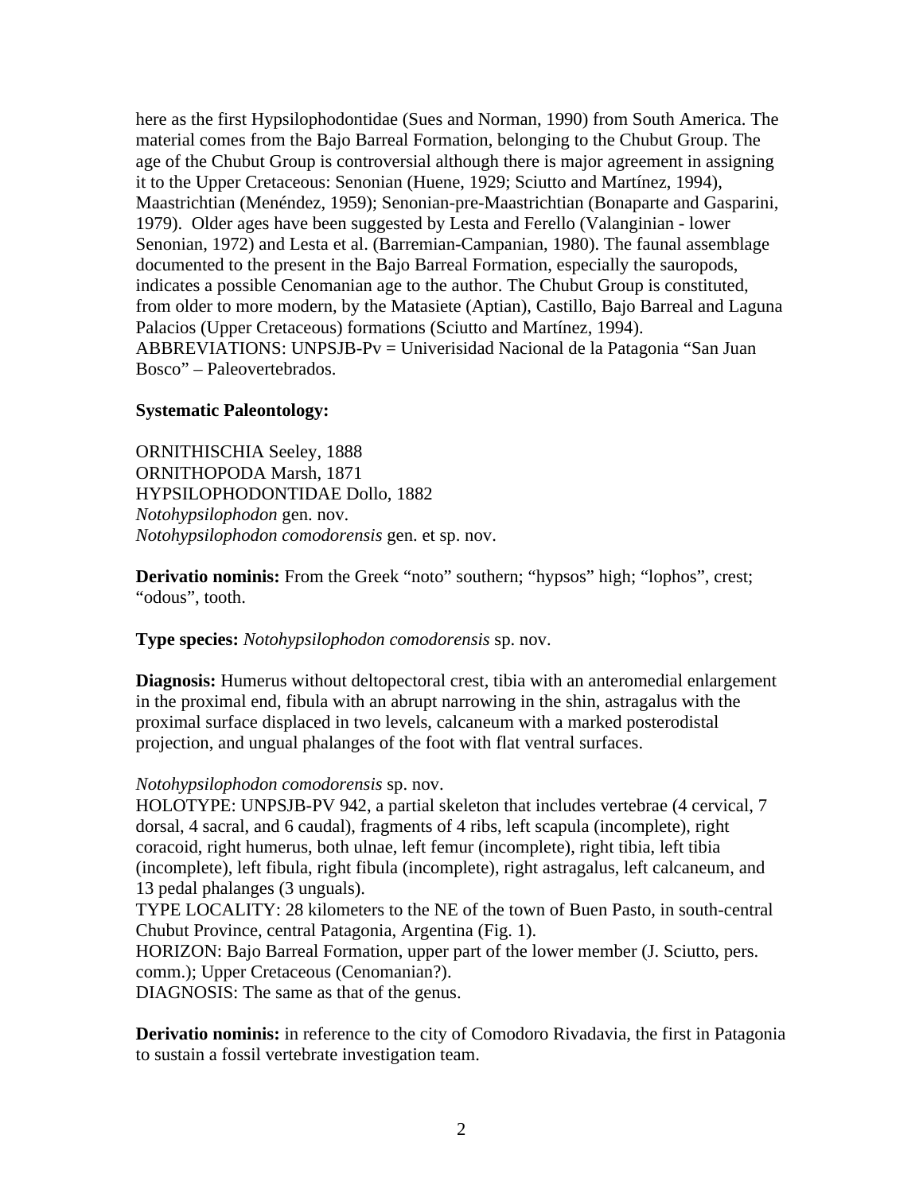here as the first Hypsilophodontidae (Sues and Norman, 1990) from South America. The material comes from the Bajo Barreal Formation, belonging to the Chubut Group. The age of the Chubut Group is controversial although there is major agreement in assigning it to the Upper Cretaceous: Senonian (Huene, 1929; Sciutto and Martínez, 1994), Maastrichtian (Menéndez, 1959); Senonian-pre-Maastrichtian (Bonaparte and Gasparini, 1979). Older ages have been suggested by Lesta and Ferello (Valanginian - lower Senonian, 1972) and Lesta et al. (Barremian-Campanian, 1980). The faunal assemblage documented to the present in the Bajo Barreal Formation, especially the sauropods, indicates a possible Cenomanian age to the author. The Chubut Group is constituted, from older to more modern, by the Matasiete (Aptian), Castillo, Bajo Barreal and Laguna Palacios (Upper Cretaceous) formations (Sciutto and Martínez, 1994).
ABBREVIATIONS: UNPSJB-Pv = Univerisidad Nacional de la Patagonia "San Juan Bosco" – Paleovertebrados.

**Systematic Paleontology:**

ORNITHISCHIA Seeley, 1888
ORNITHOPODA Marsh, 1871
HYPSILOPHODONTIDAE Dollo, 1882
*Notohypsilophodon* gen. nov.
*Notohypsilophodon comodorensis* gen. et sp. nov.

**Derivatio nominis:** From the Greek "noto" southern; "hypsos" high; "lophos", crest; "odous", tooth.

**Type species:** *Notohypsilophodon comodorensis* sp. nov.

**Diagnosis:** Humerus without deltopectoral crest, tibia with an anteromedial enlargement in the proximal end, fibula with an abrupt narrowing in the shin, astragalus with the proximal surface displaced in two levels, calcaneum with a marked posterodistal projection, and ungual phalanges of the foot with flat ventral surfaces.

*Notohypsilophodon comodorensis* sp. nov.
HOLOTYPE: UNPSJB-PV 942, a partial skeleton that includes vertebrae (4 cervical, 7 dorsal, 4 sacral, and 6 caudal), fragments of 4 ribs, left scapula (incomplete), right coracoid, right humerus, both ulnae, left femur (incomplete), right tibia, left tibia (incomplete), left fibula, right fibula (incomplete), right astragalus, left calcaneum, and 13 pedal phalanges (3 unguals).
TYPE LOCALITY: 28 kilometers to the NE of the town of Buen Pasto, in south-central Chubut Province, central Patagonia, Argentina (Fig. 1).
HORIZON: Bajo Barreal Formation, upper part of the lower member (J. Sciutto, pers. comm.); Upper Cretaceous (Cenomanian?).
DIAGNOSIS: The same as that of the genus.

**Derivatio nominis:** in reference to the city of Comodoro Rivadavia, the first in Patagonia to sustain a fossil vertebrate investigation team.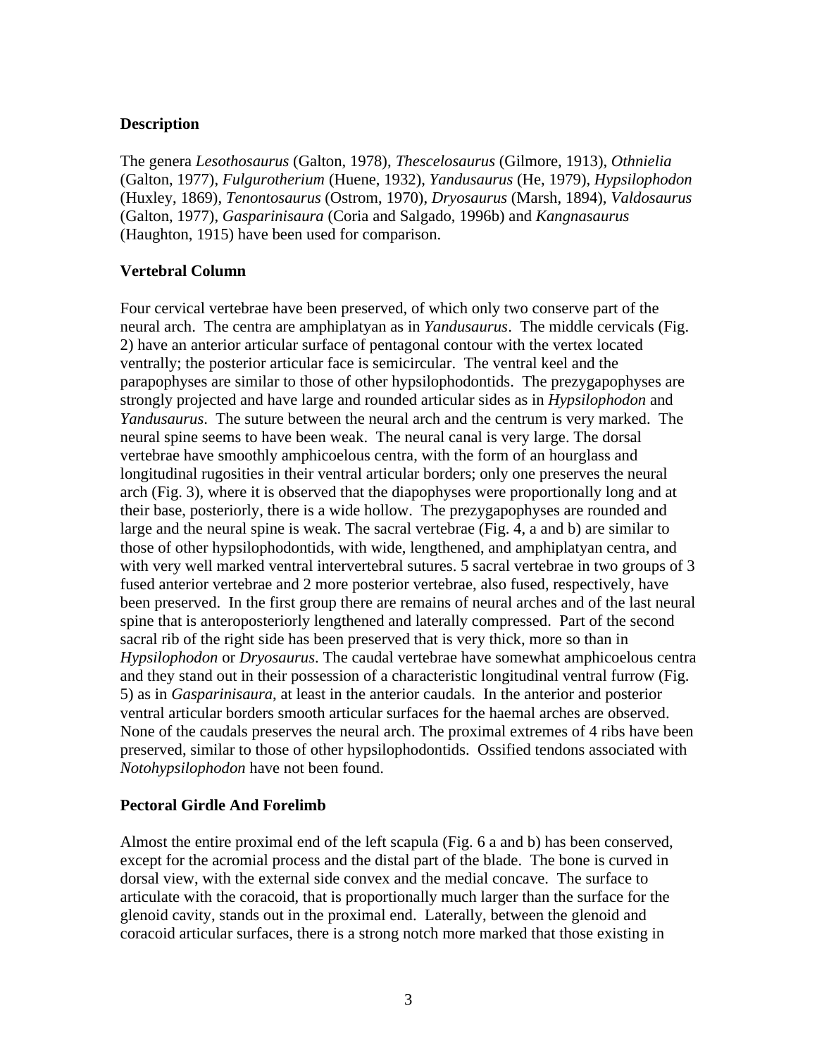## Description

The genera *Lesothosaurus* (Galton, 1978), *Thescelosaurus* (Gilmore, 1913), *Othnielia* (Galton, 1977), *Fulgurotherium* (Huene, 1932), *Yandusaurus* (He, 1979), *Hypsilophodon* (Huxley, 1869), *Tenontosaurus* (Ostrom, 1970), *Dryosaurus* (Marsh, 1894), *Valdosaurus* (Galton, 1977), *Gasparinisaura* (Coria and Salgado, 1996b) and *Kangnasaurus* (Haughton, 1915) have been used for comparison.

## Vertebral Column

Four cervical vertebrae have been preserved, of which only two conserve part of the neural arch. The centra are amphiplatyan as in *Yandusaurus*. The middle cervicals (Fig. 2) have an anterior articular surface of pentagonal contour with the vertex located ventrally; the posterior articular face is semicircular. The ventral keel and the parapophyses are similar to those of other hypsilophodontids. The prezygapophyses are strongly projected and have large and rounded articular sides as in *Hypsilophodon* and *Yandusaurus*. The suture between the neural arch and the centrum is very marked. The neural spine seems to have been weak. The neural canal is very large. The dorsal vertebrae have smoothly amphicoelous centra, with the form of an hourglass and longitudinal rugosities in their ventral articular borders; only one preserves the neural arch (Fig. 3), where it is observed that the diapophyses were proportionally long and at their base, posteriorly, there is a wide hollow. The prezygapophyses are rounded and large and the neural spine is weak. The sacral vertebrae (Fig. 4, a and b) are similar to those of other hypsilophodontids, with wide, lengthened, and amphiplatyan centra, and with very well marked ventral intervertebral sutures. 5 sacral vertebrae in two groups of 3 fused anterior vertebrae and 2 more posterior vertebrae, also fused, respectively, have been preserved. In the first group there are remains of neural arches and of the last neural spine that is anteroposteriorly lengthened and laterally compressed. Part of the second sacral rib of the right side has been preserved that is very thick, more so than in *Hypsilophodon* or *Dryosaurus*. The caudal vertebrae have somewhat amphicoelous centra and they stand out in their possession of a characteristic longitudinal ventral furrow (Fig. 5) as in *Gasparinisaura*, at least in the anterior caudals. In the anterior and posterior ventral articular borders smooth articular surfaces for the haemal arches are observed. None of the caudals preserves the neural arch. The proximal extremes of 4 ribs have been preserved, similar to those of other hypsilophodontids. Ossified tendons associated with *Notohypsilophodon* have not been found.

## Pectoral Girdle And Forelimb

Almost the entire proximal end of the left scapula (Fig. 6 a and b) has been conserved, except for the acromial process and the distal part of the blade. The bone is curved in dorsal view, with the external side convex and the medial concave. The surface to articulate with the coracoid, that is proportionally much larger than the surface for the glenoid cavity, stands out in the proximal end. Laterally, between the glenoid and coracoid articular surfaces, there is a strong notch more marked that those existing in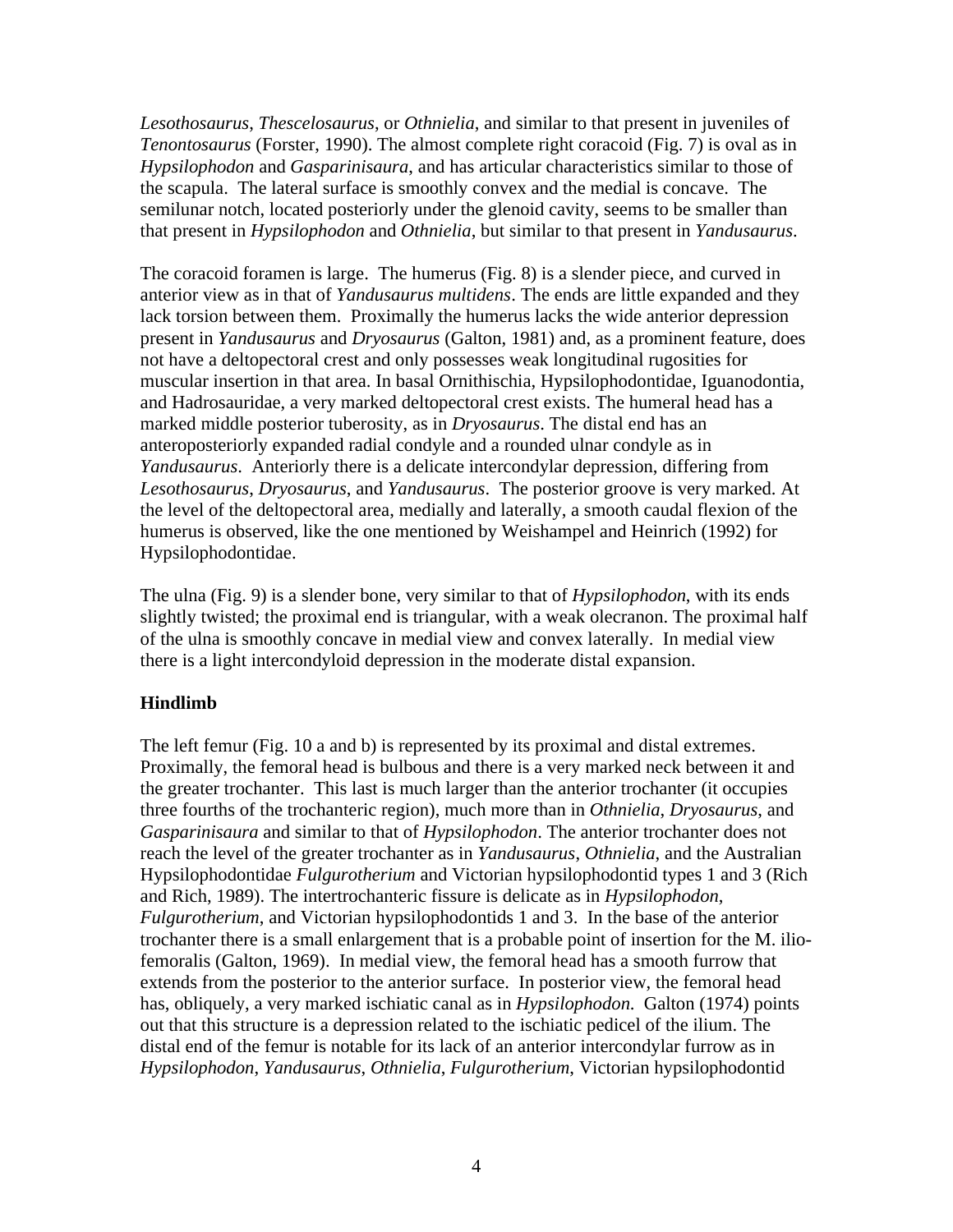*Lesothosaurus*, *Thescelosaurus*, or *Othnielia*, and similar to that present in juveniles of *Tenontosaurus* (Forster, 1990). The almost complete right coracoid (Fig. 7) is oval as in *Hypsilophodon* and *Gasparinisaura*, and has articular characteristics similar to those of the scapula. The lateral surface is smoothly convex and the medial is concave. The semilunar notch, located posteriorly under the glenoid cavity, seems to be smaller than that present in *Hypsilophodon* and *Othnielia*, but similar to that present in *Yandusaurus*.

The coracoid foramen is large. The humerus (Fig. 8) is a slender piece, and curved in anterior view as in that of *Yandusaurus multidens*. The ends are little expanded and they lack torsion between them. Proximally the humerus lacks the wide anterior depression present in *Yandusaurus* and *Dryosaurus* (Galton, 1981) and, as a prominent feature, does not have a deltopectoral crest and only possesses weak longitudinal rugosities for muscular insertion in that area. In basal Ornithischia, Hypsilophodontidae, Iguanodontia, and Hadrosauridae, a very marked deltopectoral crest exists. The humeral head has a marked middle posterior tuberosity, as in *Dryosaurus*. The distal end has an anteroposteriorly expanded radial condyle and a rounded ulnar condyle as in *Yandusaurus*. Anteriorly there is a delicate intercondylar depression, differing from *Lesothosaurus*, *Dryosaurus*, and *Yandusaurus*. The posterior groove is very marked. At the level of the deltopectoral area, medially and laterally, a smooth caudal flexion of the humerus is observed, like the one mentioned by Weishampel and Heinrich (1992) for Hypsilophodontidae.

The ulna (Fig. 9) is a slender bone, very similar to that of *Hypsilophodon*, with its ends slightly twisted; the proximal end is triangular, with a weak olecranon. The proximal half of the ulna is smoothly concave in medial view and convex laterally. In medial view there is a light intercondyloid depression in the moderate distal expansion.

**Hindlimb**

The left femur (Fig. 10 a and b) is represented by its proximal and distal extremes. Proximally, the femoral head is bulbous and there is a very marked neck between it and the greater trochanter. This last is much larger than the anterior trochanter (it occupies three fourths of the trochanteric region), much more than in *Othnielia*, *Dryosaurus*, and *Gasparinisaura* and similar to that of *Hypsilophodon*. The anterior trochanter does not reach the level of the greater trochanter as in *Yandusaurus*, *Othnielia*, and the Australian Hypsilophodontidae *Fulgurotherium* and Victorian hypsilophodontid types 1 and 3 (Rich and Rich, 1989). The intertrochanteric fissure is delicate as in *Hypsilophodon*, *Fulgurotherium*, and Victorian hypsilophodontids 1 and 3. In the base of the anterior trochanter there is a small enlargement that is a probable point of insertion for the M. ilio-femoralis (Galton, 1969). In medial view, the femoral head has a smooth furrow that extends from the posterior to the anterior surface. In posterior view, the femoral head has, obliquely, a very marked ischiatic canal as in *Hypsilophodon*. Galton (1974) points out that this structure is a depression related to the ischiatic pedicel of the ilium. The distal end of the femur is notable for its lack of an anterior intercondylar furrow as in *Hypsilophodon*, *Yandusaurus*, *Othnielia*, *Fulgurotherium*, Victorian hypsilophodontid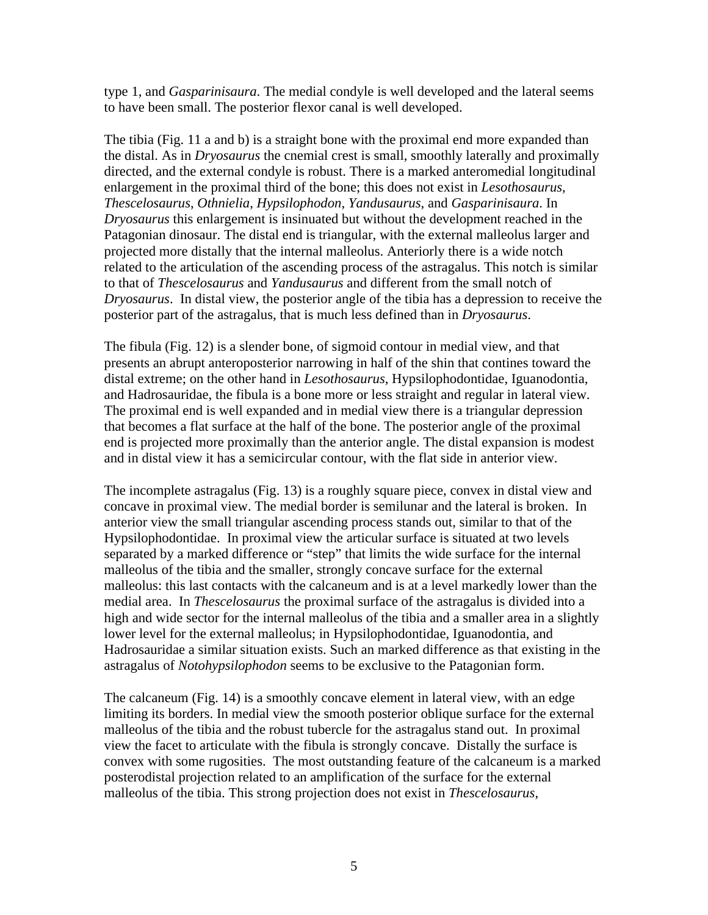type 1, and *Gasparinisaura*. The medial condyle is well developed and the lateral seems to have been small. The posterior flexor canal is well developed.

The tibia (Fig. 11 a and b) is a straight bone with the proximal end more expanded than the distal. As in *Dryosaurus* the cnemial crest is small, smoothly laterally and proximally directed, and the external condyle is robust. There is a marked anteromedial longitudinal enlargement in the proximal third of the bone; this does not exist in *Lesothosaurus*, *Thescelosaurus*, *Othnielia*, *Hypsilophodon*, *Yandusaurus*, and *Gasparinisaura*. In *Dryosaurus* this enlargement is insinuated but without the development reached in the Patagonian dinosaur. The distal end is triangular, with the external malleolus larger and projected more distally that the internal malleolus. Anteriorly there is a wide notch related to the articulation of the ascending process of the astragalus. This notch is similar to that of *Thescelosaurus* and *Yandusaurus* and different from the small notch of *Dryosaurus*. In distal view, the posterior angle of the tibia has a depression to receive the posterior part of the astragalus, that is much less defined than in *Dryosaurus*.

The fibula (Fig. 12) is a slender bone, of sigmoid contour in medial view, and that presents an abrupt anteroposterior narrowing in half of the shin that contines toward the distal extreme; on the other hand in *Lesothosaurus*, Hypsilophodontidae, Iguanodontia, and Hadrosauridae, the fibula is a bone more or less straight and regular in lateral view. The proximal end is well expanded and in medial view there is a triangular depression that becomes a flat surface at the half of the bone. The posterior angle of the proximal end is projected more proximally than the anterior angle. The distal expansion is modest and in distal view it has a semicircular contour, with the flat side in anterior view.

The incomplete astragalus (Fig. 13) is a roughly square piece, convex in distal view and concave in proximal view. The medial border is semilunar and the lateral is broken. In anterior view the small triangular ascending process stands out, similar to that of the Hypsilophodontidae. In proximal view the articular surface is situated at two levels separated by a marked difference or "step" that limits the wide surface for the internal malleolus of the tibia and the smaller, strongly concave surface for the external malleolus: this last contacts with the calcaneum and is at a level markedly lower than the medial area. In *Thescelosaurus* the proximal surface of the astragalus is divided into a high and wide sector for the internal malleolus of the tibia and a smaller area in a slightly lower level for the external malleolus; in Hypsilophodontidae, Iguanodontia, and Hadrosauridae a similar situation exists. Such an marked difference as that existing in the astragalus of *Notohypsilophodon* seems to be exclusive to the Patagonian form.

The calcaneum (Fig. 14) is a smoothly concave element in lateral view, with an edge limiting its borders. In medial view the smooth posterior oblique surface for the external malleolus of the tibia and the robust tubercle for the astragalus stand out. In proximal view the facet to articulate with the fibula is strongly concave. Distally the surface is convex with some rugosities. The most outstanding feature of the calcaneum is a marked posterodistal projection related to an amplification of the surface for the external malleolus of the tibia. This strong projection does not exist in *Thescelosaurus*,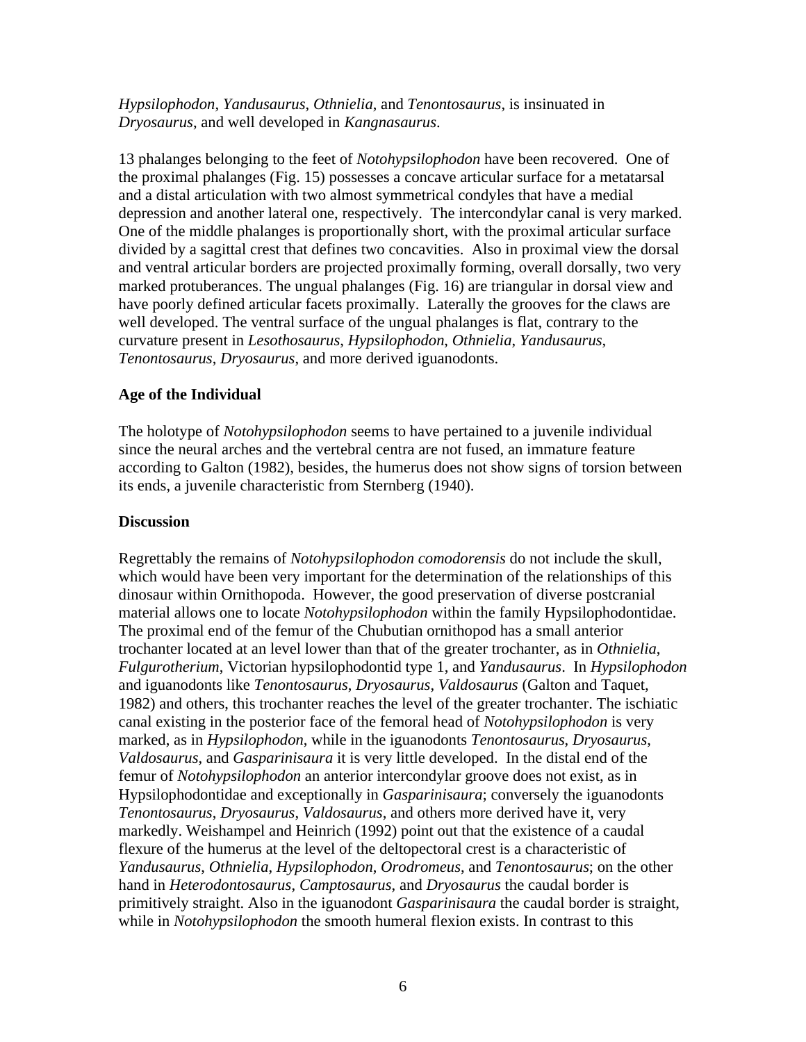*Hypsilophodon*, *Yandusaurus*, *Othnielia*, and *Tenontosaurus*, is insinuated in *Dryosaurus*, and well developed in *Kangnasaurus*.

13 phalanges belonging to the feet of *Notohypsilophodon* have been recovered. One of the proximal phalanges (Fig. 15) possesses a concave articular surface for a metatarsal and a distal articulation with two almost symmetrical condyles that have a medial depression and another lateral one, respectively. The intercondylar canal is very marked. One of the middle phalanges is proportionally short, with the proximal articular surface divided by a sagittal crest that defines two concavities. Also in proximal view the dorsal and ventral articular borders are projected proximally forming, overall dorsally, two very marked protuberances. The ungual phalanges (Fig. 16) are triangular in dorsal view and have poorly defined articular facets proximally. Laterally the grooves for the claws are well developed. The ventral surface of the ungual phalanges is flat, contrary to the curvature present in *Lesothosaurus*, *Hypsilophodon*, *Othnielia*, *Yandusaurus*, *Tenontosaurus*, *Dryosaurus*, and more derived iguanodonts.

## Age of the Individual

The holotype of *Notohypsilophodon* seems to have pertained to a juvenile individual since the neural arches and the vertebral centra are not fused, an immature feature according to Galton (1982), besides, the humerus does not show signs of torsion between its ends, a juvenile characteristic from Sternberg (1940).

## Discussion

Regrettably the remains of *Notohypsilophodon comodorensis* do not include the skull, which would have been very important for the determination of the relationships of this dinosaur within Ornithopoda. However, the good preservation of diverse postcranial material allows one to locate *Notohypsilophodon* within the family Hypsilophodontidae. The proximal end of the femur of the Chubutian ornithopod has a small anterior trochanter located at an level lower than that of the greater trochanter, as in *Othnielia*, *Fulgurotherium*, Victorian hypsilophodontid type 1, and *Yandusaurus*. In *Hypsilophodon* and iguanodonts like *Tenontosaurus*, *Dryosaurus*, *Valdosaurus* (Galton and Taquet, 1982) and others, this trochanter reaches the level of the greater trochanter. The ischiatic canal existing in the posterior face of the femoral head of *Notohypsilophodon* is very marked, as in *Hypsilophodon*, while in the iguanodonts *Tenontosaurus*, *Dryosaurus*, *Valdosaurus*, and *Gasparinisaura* it is very little developed. In the distal end of the femur of *Notohypsilophodon* an anterior intercondylar groove does not exist, as in Hypsilophodontidae and exceptionally in *Gasparinisaura*; conversely the iguanodonts *Tenontosaurus*, *Dryosaurus*, *Valdosaurus*, and others more derived have it, very markedly. Weishampel and Heinrich (1992) point out that the existence of a caudal flexure of the humerus at the level of the deltopectoral crest is a characteristic of *Yandusaurus*, *Othnielia*, *Hypsilophodon*, *Orodromeus*, and *Tenontosaurus*; on the other hand in *Heterodontosaurus*, *Camptosaurus*, and *Dryosaurus* the caudal border is primitively straight. Also in the iguanodont *Gasparinisaura* the caudal border is straight, while in *Notohypsilophodon* the smooth humeral flexion exists. In contrast to this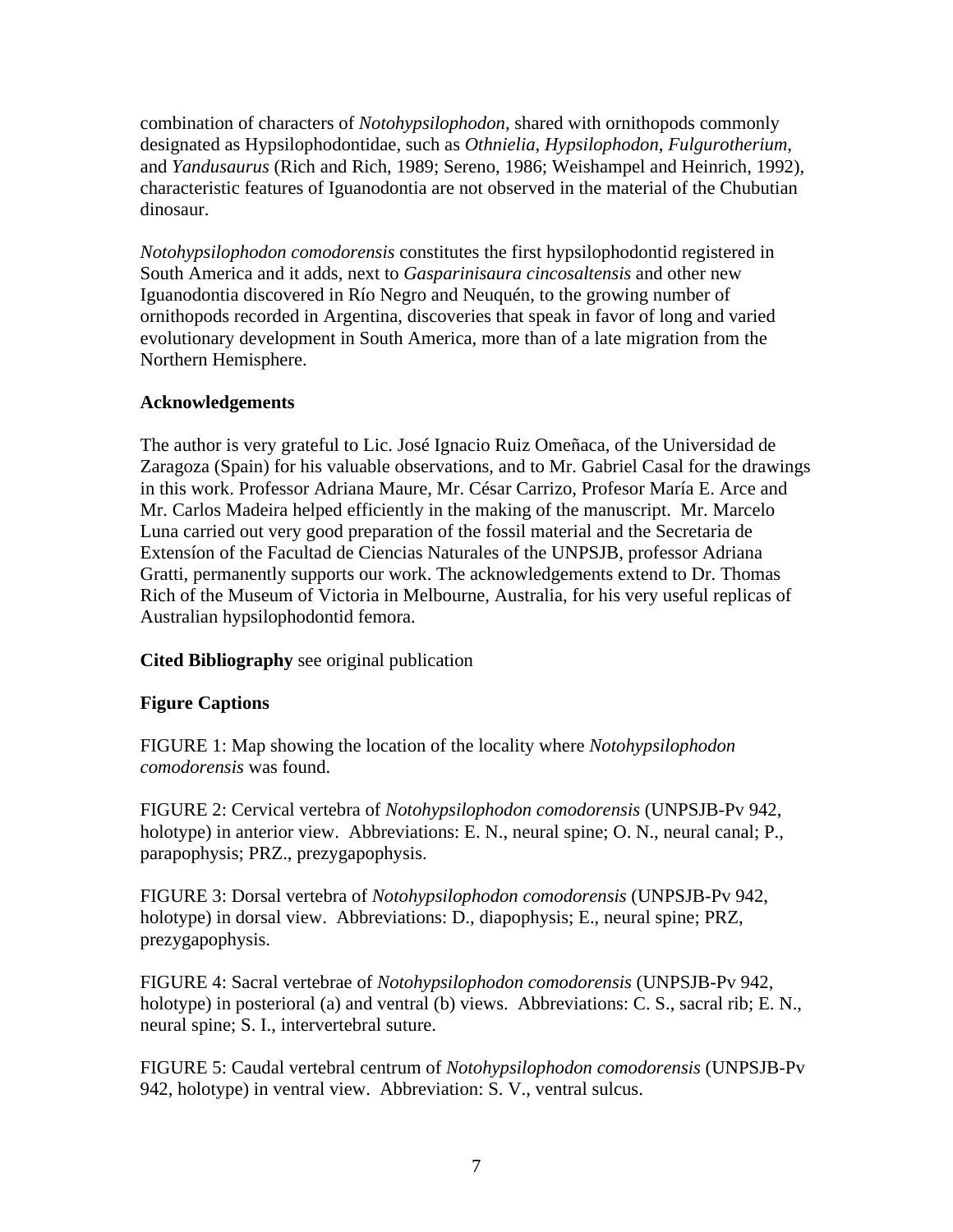combination of characters of *Notohypsilophodon*, shared with ornithopods commonly designated as Hypsilophodontidae, such as *Othnielia*, *Hypsilophodon*, *Fulgurotherium*, and *Yandusaurus* (Rich and Rich, 1989; Sereno, 1986; Weishampel and Heinrich, 1992), characteristic features of Iguanodontia are not observed in the material of the Chubutian dinosaur.

*Notohypsilophodon comodorensis* constitutes the first hypsilophodontid registered in South America and it adds, next to *Gasparinisaura cincosaltensis* and other new Iguanodontia discovered in Río Negro and Neuquén, to the growing number of ornithopods recorded in Argentina, discoveries that speak in favor of long and varied evolutionary development in South America, more than of a late migration from the Northern Hemisphere.

## Acknowledgements

The author is very grateful to Lic. José Ignacio Ruiz Omeñaca, of the Universidad de Zaragoza (Spain) for his valuable observations, and to Mr. Gabriel Casal for the drawings in this work. Professor Adriana Maure, Mr. César Carrizo, Profesor María E. Arce and Mr. Carlos Madeira helped efficiently in the making of the manuscript. Mr. Marcelo Luna carried out very good preparation of the fossil material and the Secretaria de Extensíon of the Facultad de Ciencias Naturales of the UNPSJB, professor Adriana Gratti, permanently supports our work. The acknowledgements extend to Dr. Thomas Rich of the Museum of Victoria in Melbourne, Australia, for his very useful replicas of Australian hypsilophodontid femora.

**Cited Bibliography** see original publication

## Figure Captions

FIGURE 1: Map showing the location of the locality where *Notohypsilophodon comodorensis* was found.

FIGURE 2: Cervical vertebra of *Notohypsilophodon comodorensis* (UNPSJB-Pv 942, holotype) in anterior view. Abbreviations: E. N., neural spine; O. N., neural canal; P., parapophysis; PRZ., prezygapophysis.

FIGURE 3: Dorsal vertebra of *Notohypsilophodon comodorensis* (UNPSJB-Pv 942, holotype) in dorsal view. Abbreviations: D., diapophysis; E., neural spine; PRZ, prezygapophysis.

FIGURE 4: Sacral vertebrae of *Notohypsilophodon comodorensis* (UNPSJB-Pv 942, holotype) in posterioral (a) and ventral (b) views. Abbreviations: C. S., sacral rib; E. N., neural spine; S. I., intervertebral suture.

FIGURE 5: Caudal vertebral centrum of *Notohypsilophodon comodorensis* (UNPSJB-Pv 942, holotype) in ventral view. Abbreviation: S. V., ventral sulcus.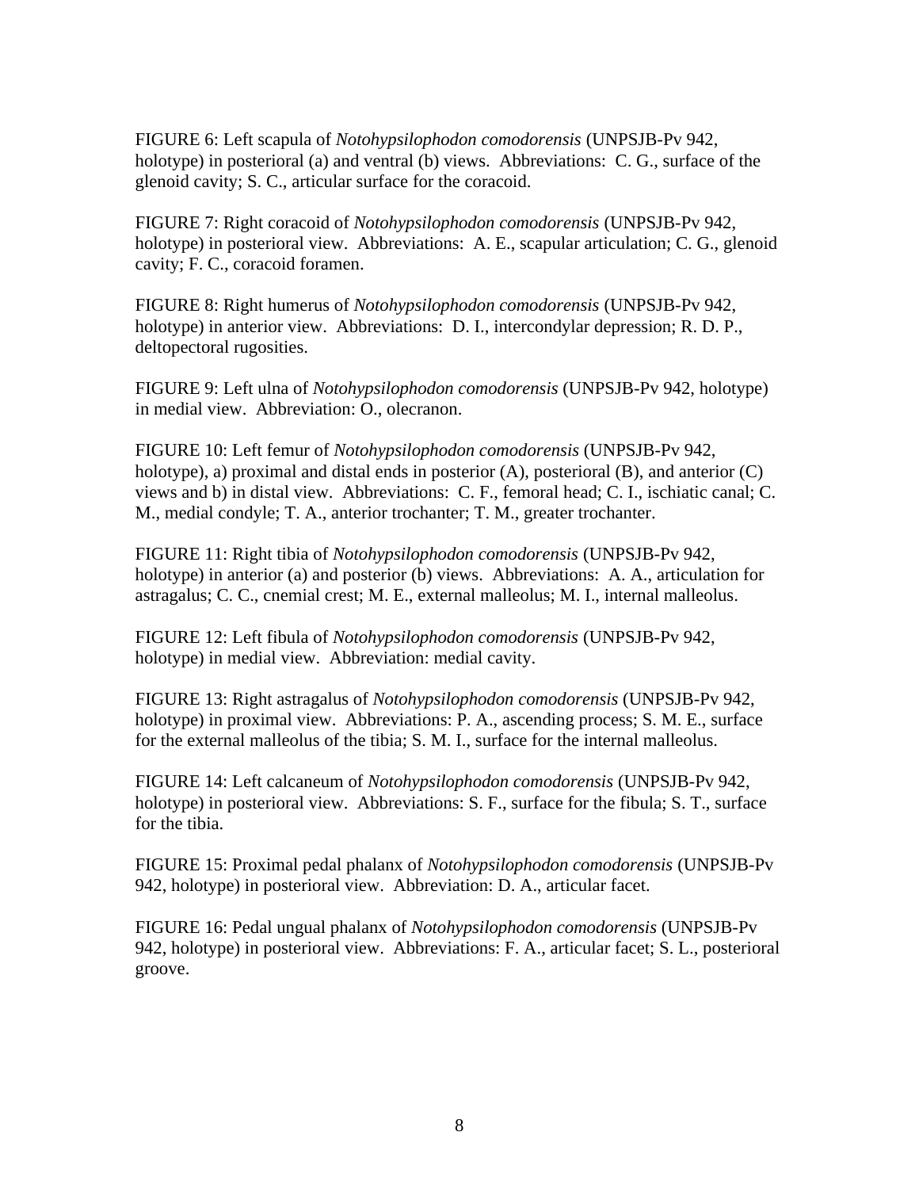FIGURE 6: Left scapula of *Notohypsilophodon comodorensis* (UNPSJB-Pv 942, holotype) in posterioral (a) and ventral (b) views. Abbreviations: C. G., surface of the glenoid cavity; S. C., articular surface for the coracoid.

FIGURE 7: Right coracoid of *Notohypsilophodon comodorensis* (UNPSJB-Pv 942, holotype) in posterioral view. Abbreviations: A. E., scapular articulation; C. G., glenoid cavity; F. C., coracoid foramen.

FIGURE 8: Right humerus of *Notohypsilophodon comodorensis* (UNPSJB-Pv 942, holotype) in anterior view. Abbreviations: D. I., intercondylar depression; R. D. P., deltopectoral rugosities.

FIGURE 9: Left ulna of *Notohypsilophodon comodorensis* (UNPSJB-Pv 942, holotype) in medial view. Abbreviation: O., olecranon.

FIGURE 10: Left femur of *Notohypsilophodon comodorensis* (UNPSJB-Pv 942, holotype), a) proximal and distal ends in posterior (A), posterioral (B), and anterior (C) views and b) in distal view. Abbreviations: C. F., femoral head; C. I., ischiatic canal; C. M., medial condyle; T. A., anterior trochanter; T. M., greater trochanter.

FIGURE 11: Right tibia of *Notohypsilophodon comodorensis* (UNPSJB-Pv 942, holotype) in anterior (a) and posterior (b) views. Abbreviations: A. A., articulation for astragalus; C. C., cnemial crest; M. E., external malleolus; M. I., internal malleolus.

FIGURE 12: Left fibula of *Notohypsilophodon comodorensis* (UNPSJB-Pv 942, holotype) in medial view. Abbreviation: medial cavity.

FIGURE 13: Right astragalus of *Notohypsilophodon comodorensis* (UNPSJB-Pv 942, holotype) in proximal view. Abbreviations: P. A., ascending process; S. M. E., surface for the external malleolus of the tibia; S. M. I., surface for the internal malleolus.

FIGURE 14: Left calcaneum of *Notohypsilophodon comodorensis* (UNPSJB-Pv 942, holotype) in posterioral view. Abbreviations: S. F., surface for the fibula; S. T., surface for the tibia.

FIGURE 15: Proximal pedal phalanx of *Notohypsilophodon comodorensis* (UNPSJB-Pv 942, holotype) in posterioral view. Abbreviation: D. A., articular facet.

FIGURE 16: Pedal ungual phalanx of *Notohypsilophodon comodorensis* (UNPSJB-Pv 942, holotype) in posterioral view. Abbreviations: F. A., articular facet; S. L., posterioral groove.